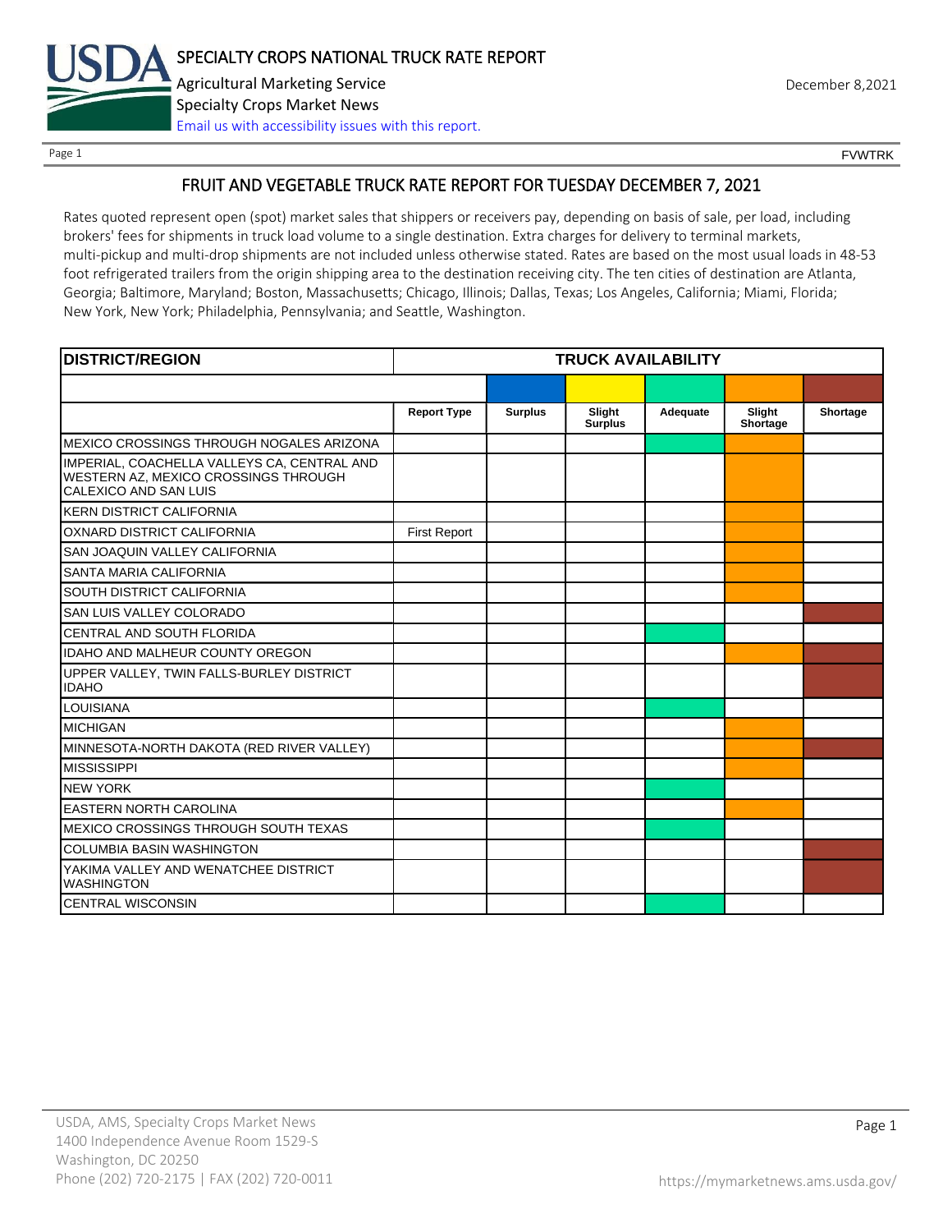# SPECIALTY CROPS NATIONAL TRUCK RATE REPORT

Agricultural Marketing Service

Specialty Crops Market News

Email us with accessibility issues with this report.

December 8,2021

FVWTRK

## FRUIT AND VEGETABLE TRUCK RATE REPORT FOR TUESDAY DECEMBER 7, 2021

Rates quoted represent open (spot) market sales that shippers or receivers pay, depending on basis of sale, per load, including brokers' fees for shipments in truck load volume to a single destination. Extra charges for delivery to terminal markets, multi-pickup and multi-drop shipments are not included unless otherwise stated. Rates are based on the most usual loads in 48-53 foot refrigerated trailers from the origin shipping area to the destination receiving city. The ten cities of destination are Atlanta, Georgia; Baltimore, Maryland; Boston, Massachusetts; Chicago, Illinois; Dallas, Texas; Los Angeles, California; Miami, Florida; New York, New York; Philadelphia, Pennsylvania; and Seattle, Washington.

| DISTRICT/REGION | Report Type | Surplus | Slight Surplus | Adequate | Slight Shortage | Shortage |
|---|---|---|---|---|---|---|
| MEXICO CROSSINGS THROUGH NOGALES ARIZONA | | | | X | X | |
| IMPERIAL, COACHELLA VALLEYS CA, CENTRAL AND WESTERN AZ, MEXICO CROSSINGS THROUGH CALEXICO AND SAN LUIS | | | | | X | |
| KERN DISTRICT CALIFORNIA | | | | | X | |
| OXNARD DISTRICT CALIFORNIA | First Report | | | | X | |
| SAN JOAQUIN VALLEY CALIFORNIA | | | | | X | |
| SANTA MARIA CALIFORNIA | | | | | X | |
| SOUTH DISTRICT CALIFORNIA | | | | | X | |
| SAN LUIS VALLEY COLORADO | | | | | | X |
| CENTRAL AND SOUTH FLORIDA | | | | X | | |
| IDAHO AND MALHEUR COUNTY OREGON | | | | | X | X |
| UPPER VALLEY, TWIN FALLS-BURLEY DISTRICT IDAHO | | | | | | X |
| LOUISIANA | | | | X | | |
| MICHIGAN | | | | | X | |
| MINNESOTA-NORTH DAKOTA (RED RIVER VALLEY) | | | | | X | X |
| MISSISSIPPI | | | | | X | |
| NEW YORK | | | | X | | |
| EASTERN NORTH CAROLINA | | | | | X | |
| MEXICO CROSSINGS THROUGH SOUTH TEXAS | | | | X | | |
| COLUMBIA BASIN WASHINGTON | | | | | | X |
| YAKIMA VALLEY AND WENATCHEE DISTRICT WASHINGTON | | | | | | X |
| CENTRAL WISCONSIN | | | | X | | |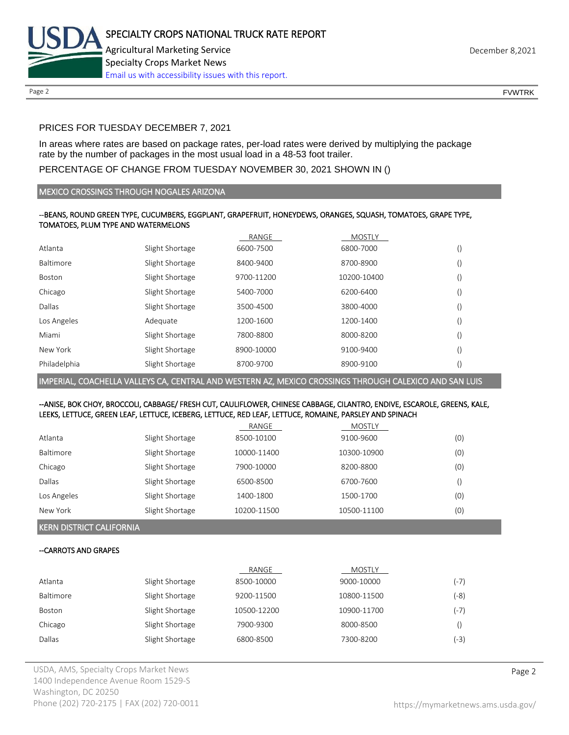PRICES FOR TUESDAY DECEMBER 7, 2021

In areas where rates are based on package rates, per-load rates were derived by multiplying the package rate by the number of packages in the most usual load in a 48-53 foot trailer.

PERCENTAGE OF CHANGE FROM TUESDAY NOVEMBER 30, 2021 SHOWN IN ()

## MEXICO CROSSINGS THROUGH NOGALES ARIZONA

--BEANS, ROUND GREEN TYPE, CUCUMBERS, EGGPLANT, GRAPEFRUIT, HONEYDEWS, ORANGES, SQUASH, TOMATOES, GRAPE TYPE, TOMATOES, PLUM TYPE AND WATERMELONS

| | | RANGE | MOSTLY | |
|---|---|---|---|---|
| Atlanta | Slight Shortage | 6600-7500 | 6800-7000 | () |
| Baltimore | Slight Shortage | 8400-9400 | 8700-8900 | () |
| Boston | Slight Shortage | 9700-11200 | 10200-10400 | () |
| Chicago | Slight Shortage | 5400-7000 | 6200-6400 | () |
| Dallas | Slight Shortage | 3500-4500 | 3800-4000 | () |
| Los Angeles | Adequate | 1200-1600 | 1200-1400 | () |
| Miami | Slight Shortage | 7800-8800 | 8000-8200 | () |
| New York | Slight Shortage | 8900-10000 | 9100-9400 | () |
| Philadelphia | Slight Shortage | 8700-9700 | 8900-9100 | () |

## IMPERIAL, COACHELLA VALLEYS CA, CENTRAL AND WESTERN AZ, MEXICO CROSSINGS THROUGH CALEXICO AND SAN LUIS

--ANISE, BOK CHOY, BROCCOLI, CABBAGE/ FRESH CUT, CAULIFLOWER, CHINESE CABBAGE, CILANTRO, ENDIVE, ESCAROLE, GREENS, KALE, LEEKS, LETTUCE, GREEN LEAF, LETTUCE, ICEBERG, LETTUCE, RED LEAF, LETTUCE, ROMAINE, PARSLEY AND SPINACH

| | | RANGE | MOSTLY | |
|---|---|---|---|---|
| Atlanta | Slight Shortage | 8500-10100 | 9100-9600 | (0) |
| Baltimore | Slight Shortage | 10000-11400 | 10300-10900 | (0) |
| Chicago | Slight Shortage | 7900-10000 | 8200-8800 | (0) |
| Dallas | Slight Shortage | 6500-8500 | 6700-7600 | () |
| Los Angeles | Slight Shortage | 1400-1800 | 1500-1700 | (0) |
| New York | Slight Shortage | 10200-11500 | 10500-11100 | (0) |

## KERN DISTRICT CALIFORNIA

--CARROTS AND GRAPES

| | | RANGE | MOSTLY | |
|---|---|---|---|---|
| Atlanta | Slight Shortage | 8500-10000 | 9000-10000 | (-7) |
| Baltimore | Slight Shortage | 9200-11500 | 10800-11500 | (-8) |
| Boston | Slight Shortage | 10500-12200 | 10900-11700 | (-7) |
| Chicago | Slight Shortage | 7900-9300 | 8000-8500 | () |
| Dallas | Slight Shortage | 6800-8500 | 7300-8200 | (-3) |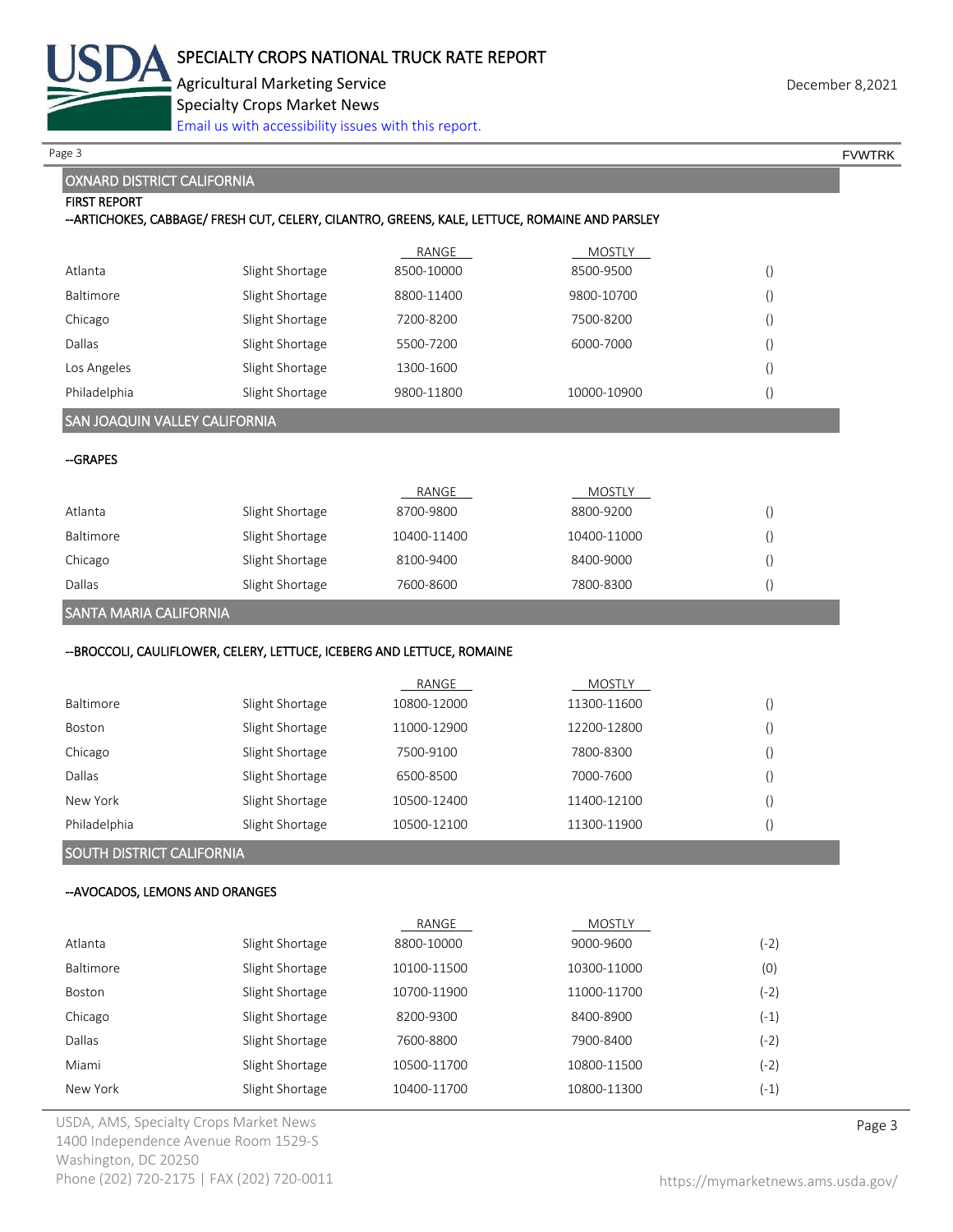## OXNARD DISTRICT CALIFORNIA

FIRST REPORT

--ARTICHOKES, CABBAGE/ FRESH CUT, CELERY, CILANTRO, GREENS, KALE, LETTUCE, ROMAINE AND PARSLEY

| | | RANGE | MOSTLY | |
|---|---|---|---|---|
| Atlanta | Slight Shortage | 8500-10000 | 8500-9500 | () |
| Baltimore | Slight Shortage | 8800-11400 | 9800-10700 | () |
| Chicago | Slight Shortage | 7200-8200 | 7500-8200 | () |
| Dallas | Slight Shortage | 5500-7200 | 6000-7000 | () |
| Los Angeles | Slight Shortage | 1300-1600 | | () |
| Philadelphia | Slight Shortage | 9800-11800 | 10000-10900 | () |

## SAN JOAQUIN VALLEY CALIFORNIA

--GRAPES

| | | RANGE | MOSTLY | |
|---|---|---|---|---|
| Atlanta | Slight Shortage | 8700-9800 | 8800-9200 | () |
| Baltimore | Slight Shortage | 10400-11400 | 10400-11000 | () |
| Chicago | Slight Shortage | 8100-9400 | 8400-9000 | () |
| Dallas | Slight Shortage | 7600-8600 | 7800-8300 | () |

## SANTA MARIA CALIFORNIA

--BROCCOLI, CAULIFLOWER, CELERY, LETTUCE, ICEBERG AND LETTUCE, ROMAINE

| | | RANGE | MOSTLY | |
|---|---|---|---|---|
| Baltimore | Slight Shortage | 10800-12000 | 11300-11600 | () |
| Boston | Slight Shortage | 11000-12900 | 12200-12800 | () |
| Chicago | Slight Shortage | 7500-9100 | 7800-8300 | () |
| Dallas | Slight Shortage | 6500-8500 | 7000-7600 | () |
| New York | Slight Shortage | 10500-12400 | 11400-12100 | () |
| Philadelphia | Slight Shortage | 10500-12100 | 11300-11900 | () |

## SOUTH DISTRICT CALIFORNIA

--AVOCADOS, LEMONS AND ORANGES

| | | RANGE | MOSTLY | |
|---|---|---|---|---|
| Atlanta | Slight Shortage | 8800-10000 | 9000-9600 | (-2) |
| Baltimore | Slight Shortage | 10100-11500 | 10300-11000 | (0) |
| Boston | Slight Shortage | 10700-11900 | 11000-11700 | (-2) |
| Chicago | Slight Shortage | 8200-9300 | 8400-8900 | (-1) |
| Dallas | Slight Shortage | 7600-8800 | 7900-8400 | (-2) |
| Miami | Slight Shortage | 10500-11700 | 10800-11500 | (-2) |
| New York | Slight Shortage | 10400-11700 | 10800-11300 | (-1) |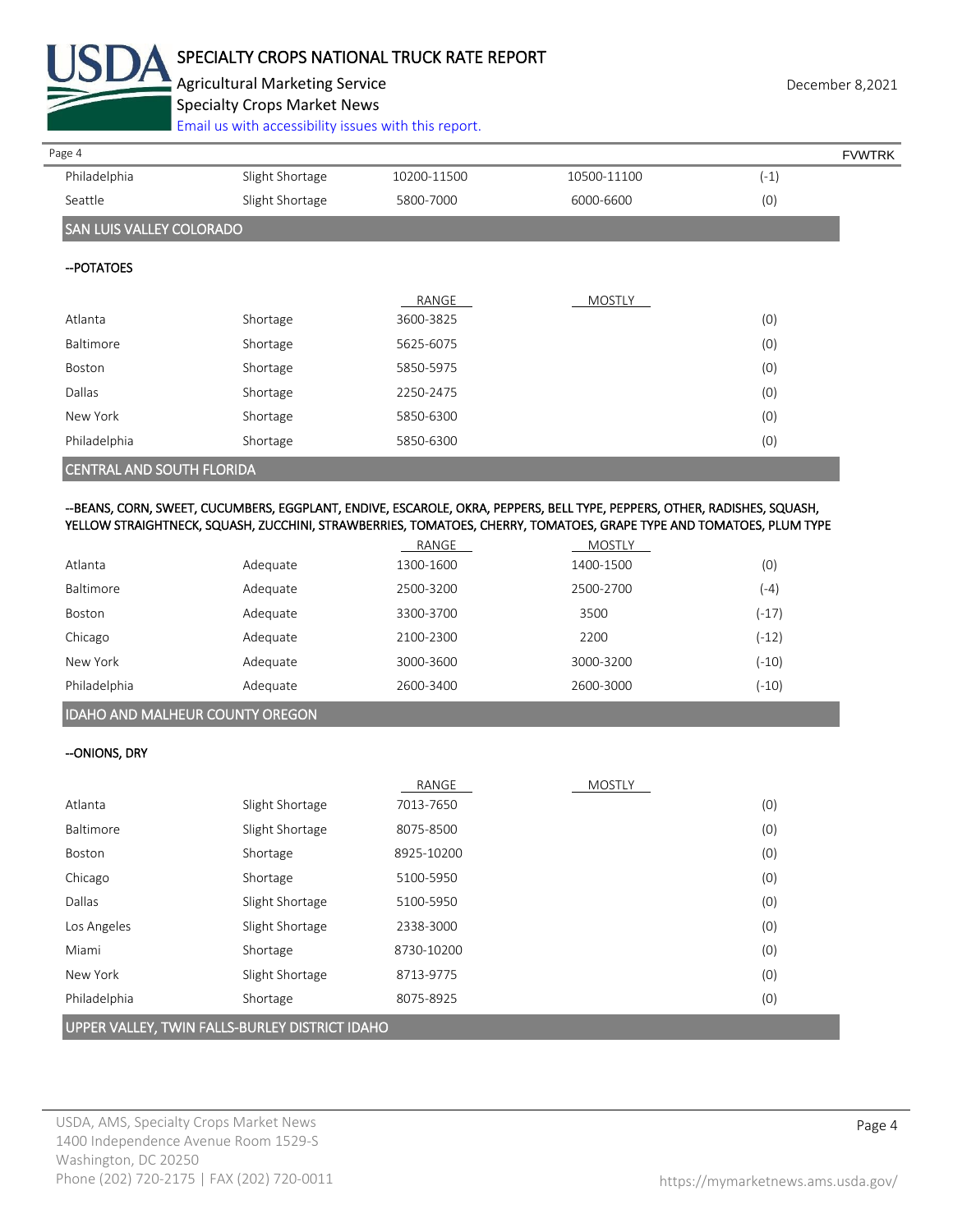| | | | | |
|---|---|---|---|---|
| Philadelphia | Slight Shortage | 10200-11500 | 10500-11100 | (-1) |
| Seattle | Slight Shortage | 5800-7000 | 6000-6600 | (0) |

## SAN LUIS VALLEY COLORADO

### --POTATOES

| | | RANGE | MOSTLY | |
|---|---|---|---|---|
| Atlanta | Shortage | 3600-3825 | | (0) |
| Baltimore | Shortage | 5625-6075 | | (0) |
| Boston | Shortage | 5850-5975 | | (0) |
| Dallas | Shortage | 2250-2475 | | (0) |
| New York | Shortage | 5850-6300 | | (0) |
| Philadelphia | Shortage | 5850-6300 | | (0) |

## CENTRAL AND SOUTH FLORIDA

### --BEANS, CORN, SWEET, CUCUMBERS, EGGPLANT, ENDIVE, ESCAROLE, OKRA, PEPPERS, BELL TYPE, PEPPERS, OTHER, RADISHES, SQUASH, YELLOW STRAIGHTNECK, SQUASH, ZUCCHINI, STRAWBERRIES, TOMATOES, CHERRY, TOMATOES, GRAPE TYPE AND TOMATOES, PLUM TYPE

| | | RANGE | MOSTLY | |
|---|---|---|---|---|
| Atlanta | Adequate | 1300-1600 | 1400-1500 | (0) |
| Baltimore | Adequate | 2500-3200 | 2500-2700 | (-4) |
| Boston | Adequate | 3300-3700 | 3500 | (-17) |
| Chicago | Adequate | 2100-2300 | 2200 | (-12) |
| New York | Adequate | 3000-3600 | 3000-3200 | (-10) |
| Philadelphia | Adequate | 2600-3400 | 2600-3000 | (-10) |

## IDAHO AND MALHEUR COUNTY OREGON

### --ONIONS, DRY

| | | RANGE | MOSTLY | |
|---|---|---|---|---|
| Atlanta | Slight Shortage | 7013-7650 | | (0) |
| Baltimore | Slight Shortage | 8075-8500 | | (0) |
| Boston | Shortage | 8925-10200 | | (0) |
| Chicago | Shortage | 5100-5950 | | (0) |
| Dallas | Slight Shortage | 5100-5950 | | (0) |
| Los Angeles | Slight Shortage | 2338-3000 | | (0) |
| Miami | Shortage | 8730-10200 | | (0) |
| New York | Slight Shortage | 8713-9775 | | (0) |
| Philadelphia | Shortage | 8075-8925 | | (0) |

## UPPER VALLEY, TWIN FALLS-BURLEY DISTRICT IDAHO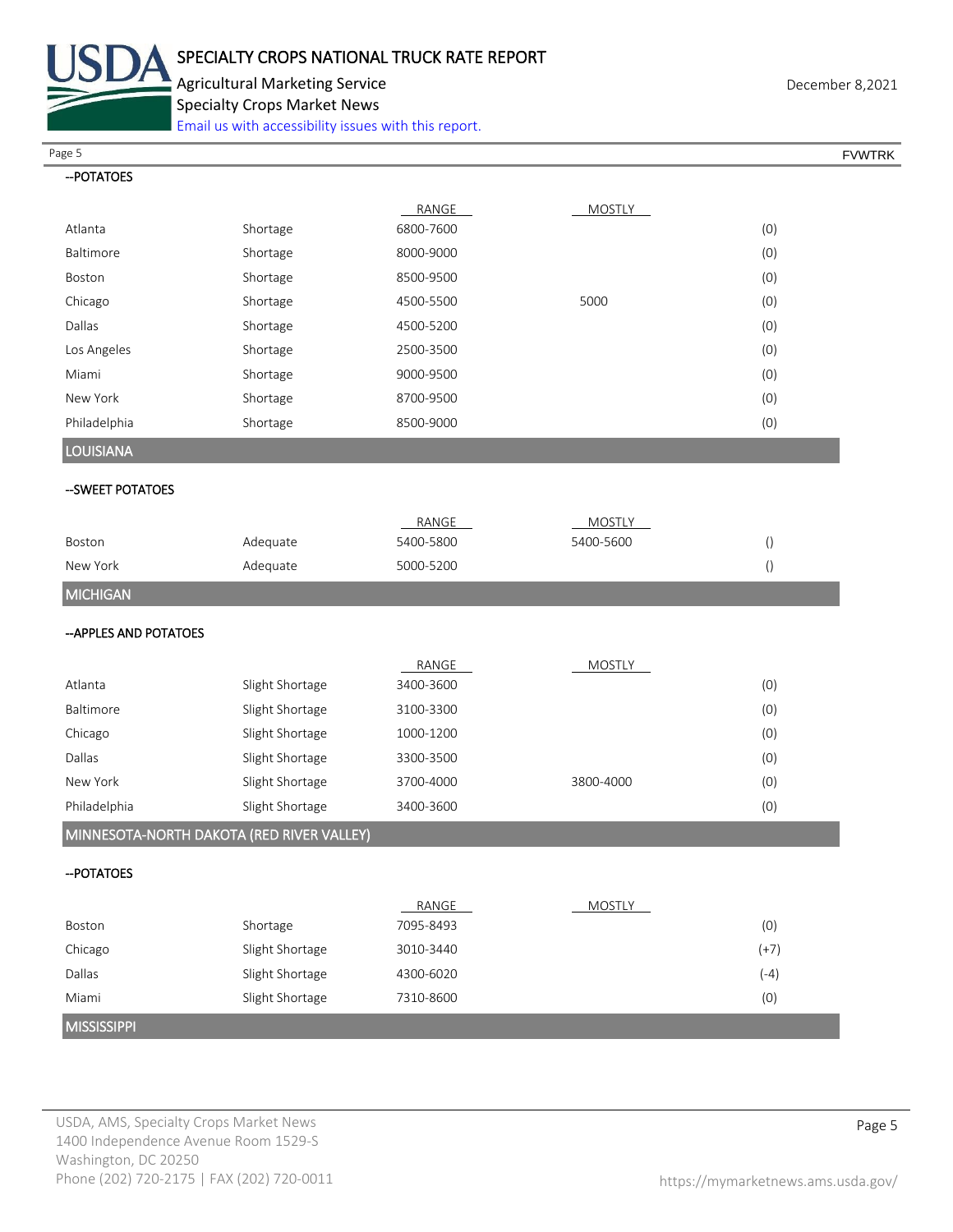--POTATOES

| | | RANGE | MOSTLY | |
|---|---|---|---|---|
| Atlanta | Shortage | 6800-7600 | | (0) |
| Baltimore | Shortage | 8000-9000 | | (0) |
| Boston | Shortage | 8500-9500 | | (0) |
| Chicago | Shortage | 4500-5500 | 5000 | (0) |
| Dallas | Shortage | 4500-5200 | | (0) |
| Los Angeles | Shortage | 2500-3500 | | (0) |
| Miami | Shortage | 9000-9500 | | (0) |
| New York | Shortage | 8700-9500 | | (0) |
| Philadelphia | Shortage | 8500-9000 | | (0) |

## LOUISIANA

--SWEET POTATOES

| | | RANGE | MOSTLY | |
|---|---|---|---|---|
| Boston | Adequate | 5400-5800 | 5400-5600 | () |
| New York | Adequate | 5000-5200 | | () |

## MICHIGAN

--APPLES AND POTATOES

| | | RANGE | MOSTLY | |
|---|---|---|---|---|
| Atlanta | Slight Shortage | 3400-3600 | | (0) |
| Baltimore | Slight Shortage | 3100-3300 | | (0) |
| Chicago | Slight Shortage | 1000-1200 | | (0) |
| Dallas | Slight Shortage | 3300-3500 | | (0) |
| New York | Slight Shortage | 3700-4000 | 3800-4000 | (0) |
| Philadelphia | Slight Shortage | 3400-3600 | | (0) |

## MINNESOTA-NORTH DAKOTA (RED RIVER VALLEY)

--POTATOES

| | | RANGE | MOSTLY | |
|---|---|---|---|---|
| Boston | Shortage | 7095-8493 | | (0) |
| Chicago | Slight Shortage | 3010-3440 | | (+7) |
| Dallas | Slight Shortage | 4300-6020 | | (-4) |
| Miami | Slight Shortage | 7310-8600 | | (0) |

## MISSISSIPPI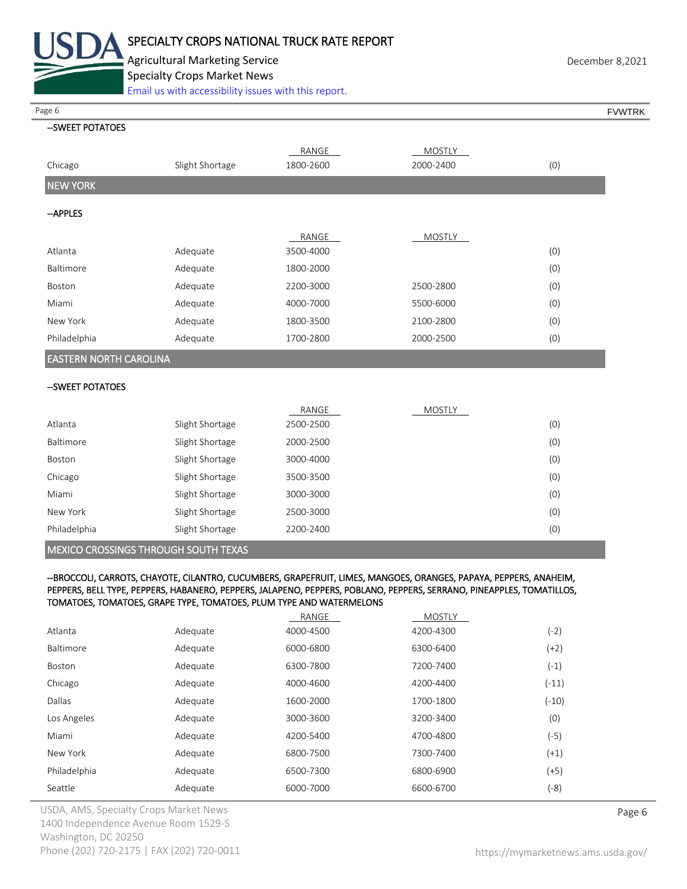--SWEET POTATOES

| | | RANGE | MOSTLY | |
|---|---|---|---|---|
| Chicago | Slight Shortage | 1800-2600 | 2000-2400 | (0) |

## NEW YORK

--APPLES

| | | RANGE | MOSTLY | |
|---|---|---|---|---|
| Atlanta | Adequate | 3500-4000 | | (0) |
| Baltimore | Adequate | 1800-2000 | | (0) |
| Boston | Adequate | 2200-3000 | 2500-2800 | (0) |
| Miami | Adequate | 4000-7000 | 5500-6000 | (0) |
| New York | Adequate | 1800-3500 | 2100-2800 | (0) |
| Philadelphia | Adequate | 1700-2800 | 2000-2500 | (0) |

## EASTERN NORTH CAROLINA

--SWEET POTATOES

| | | RANGE | MOSTLY | |
|---|---|---|---|---|
| Atlanta | Slight Shortage | 2500-2500 | | (0) |
| Baltimore | Slight Shortage | 2000-2500 | | (0) |
| Boston | Slight Shortage | 3000-4000 | | (0) |
| Chicago | Slight Shortage | 3500-3500 | | (0) |
| Miami | Slight Shortage | 3000-3000 | | (0) |
| New York | Slight Shortage | 2500-3000 | | (0) |
| Philadelphia | Slight Shortage | 2200-2400 | | (0) |

## MEXICO CROSSINGS THROUGH SOUTH TEXAS

--BROCCOLI, CARROTS, CHAYOTE, CILANTRO, CUCUMBERS, GRAPEFRUIT, LIMES, MANGOES, ORANGES, PAPAYA, PEPPERS, ANAHEIM, PEPPERS, BELL TYPE, PEPPERS, HABANERO, PEPPERS, JALAPENO, PEPPERS, POBLANO, PEPPERS, SERRANO, PINEAPPLES, TOMATILLOS, TOMATOES, TOMATOES, GRAPE TYPE, TOMATOES, PLUM TYPE AND WATERMELONS

| | | RANGE | MOSTLY | |
|---|---|---|---|---|
| Atlanta | Adequate | 4000-4500 | 4200-4300 | (-2) |
| Baltimore | Adequate | 6000-6800 | 6300-6400 | (+2) |
| Boston | Adequate | 6300-7800 | 7200-7400 | (-1) |
| Chicago | Adequate | 4000-4600 | 4200-4400 | (-11) |
| Dallas | Adequate | 1600-2000 | 1700-1800 | (-10) |
| Los Angeles | Adequate | 3000-3600 | 3200-3400 | (0) |
| Miami | Adequate | 4200-5400 | 4700-4800 | (-5) |
| New York | Adequate | 6800-7500 | 7300-7400 | (+1) |
| Philadelphia | Adequate | 6500-7300 | 6800-6900 | (+5) |
| Seattle | Adequate | 6000-7000 | 6600-6700 | (-8) |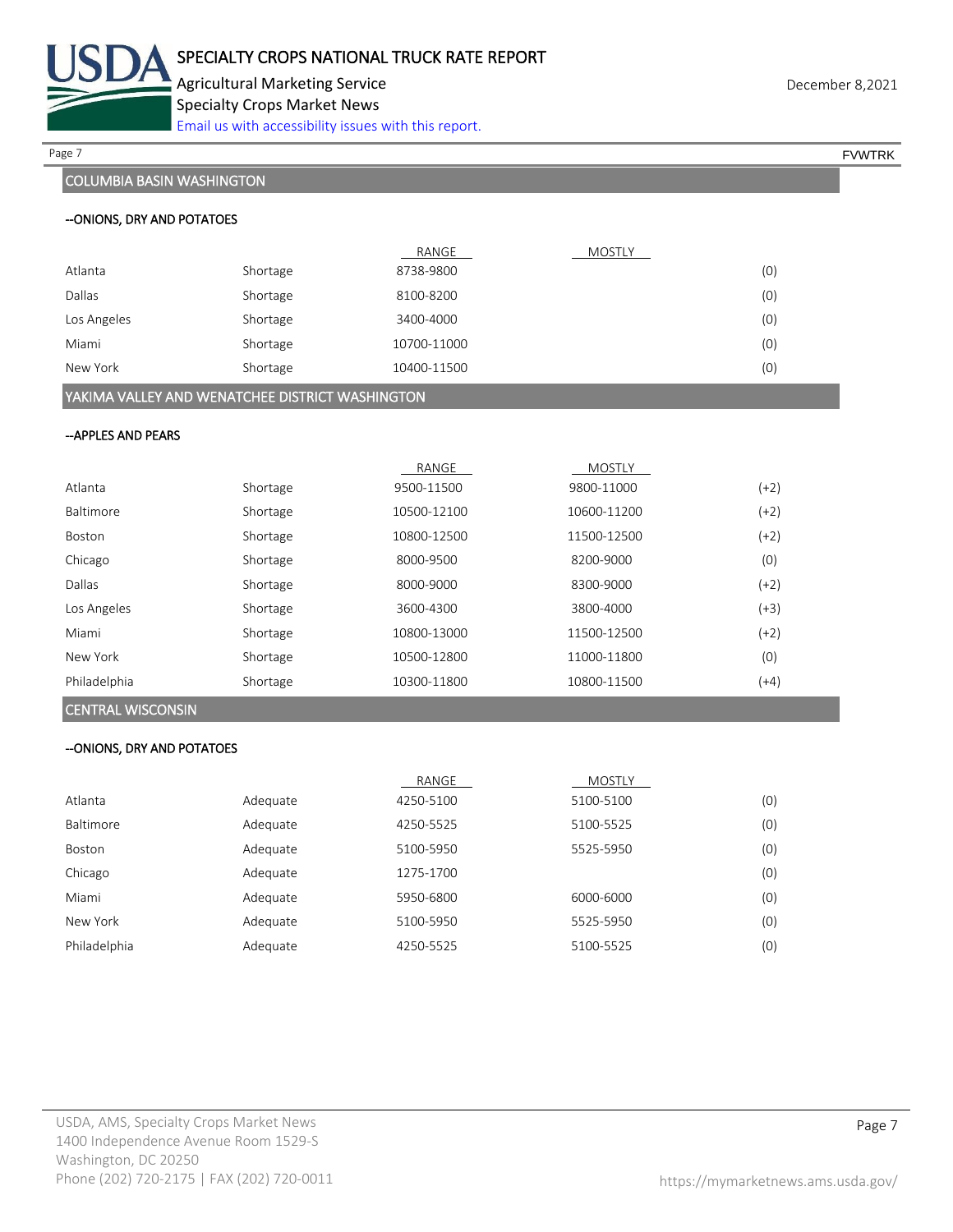## COLUMBIA BASIN WASHINGTON

### --ONIONS, DRY AND POTATOES

| | | RANGE | MOSTLY | |
|---|---|---|---|---|
| Atlanta | Shortage | 8738-9800 | | (0) |
| Dallas | Shortage | 8100-8200 | | (0) |
| Los Angeles | Shortage | 3400-4000 | | (0) |
| Miami | Shortage | 10700-11000 | | (0) |
| New York | Shortage | 10400-11500 | | (0) |

## YAKIMA VALLEY AND WENATCHEE DISTRICT WASHINGTON

### --APPLES AND PEARS

| | | RANGE | MOSTLY | |
|---|---|---|---|---|
| Atlanta | Shortage | 9500-11500 | 9800-11000 | (+2) |
| Baltimore | Shortage | 10500-12100 | 10600-11200 | (+2) |
| Boston | Shortage | 10800-12500 | 11500-12500 | (+2) |
| Chicago | Shortage | 8000-9500 | 8200-9000 | (0) |
| Dallas | Shortage | 8000-9000 | 8300-9000 | (+2) |
| Los Angeles | Shortage | 3600-4300 | 3800-4000 | (+3) |
| Miami | Shortage | 10800-13000 | 11500-12500 | (+2) |
| New York | Shortage | 10500-12800 | 11000-11800 | (0) |
| Philadelphia | Shortage | 10300-11800 | 10800-11500 | (+4) |

## CENTRAL WISCONSIN

### --ONIONS, DRY AND POTATOES

| | | RANGE | MOSTLY | |
|---|---|---|---|---|
| Atlanta | Adequate | 4250-5100 | 5100-5100 | (0) |
| Baltimore | Adequate | 4250-5525 | 5100-5525 | (0) |
| Boston | Adequate | 5100-5950 | 5525-5950 | (0) |
| Chicago | Adequate | 1275-1700 | | (0) |
| Miami | Adequate | 5950-6800 | 6000-6000 | (0) |
| New York | Adequate | 5100-5950 | 5525-5950 | (0) |
| Philadelphia | Adequate | 4250-5525 | 5100-5525 | (0) |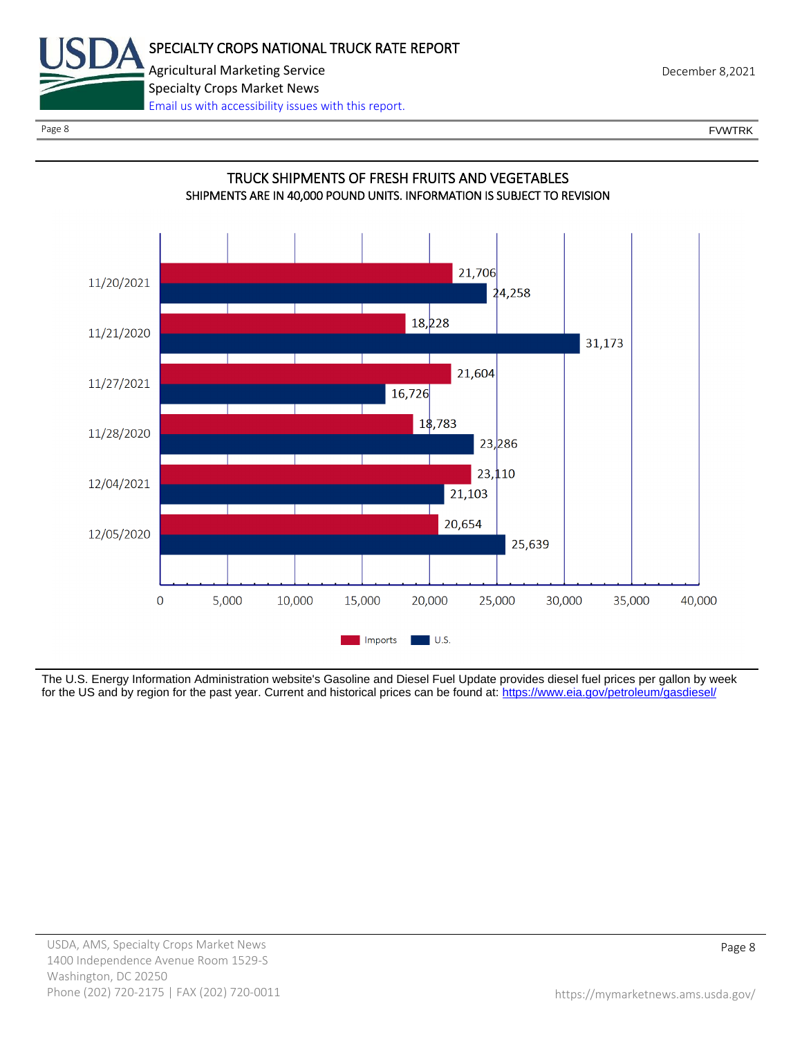## TRUCK SHIPMENTS OF FRESH FRUITS AND VEGETABLES

SHIPMENTS ARE IN 40,000 POUND UNITS. INFORMATION IS SUBJECT TO REVISION

11/20/2021
21,706
24,258

11/21/2020
18,228
31,173

11/27/2021
21,604
16,726

11/28/2020
18,783
23,286

12/04/2021
23,110
21,103

12/05/2020
20,654
25,639

0
5,000
10,000
15,000
20,000
25,000
30,000
35,000
40,000

Imports
U.S.

The U.S. Energy Information Administration website's Gasoline and Diesel Fuel Update provides diesel fuel prices per gallon by week for the US and by region for the past year. Current and historical prices can be found at: https://www.eia.gov/petroleum/gasdiesel/

USDA, AMS, Specialty Crops Market News
1400 Independence Avenue Room 1529-S
Washington, DC 20250
Phone (202) 720-2175 | FAX (202) 720-0011

https://mymarketnews.ams.usda.gov/